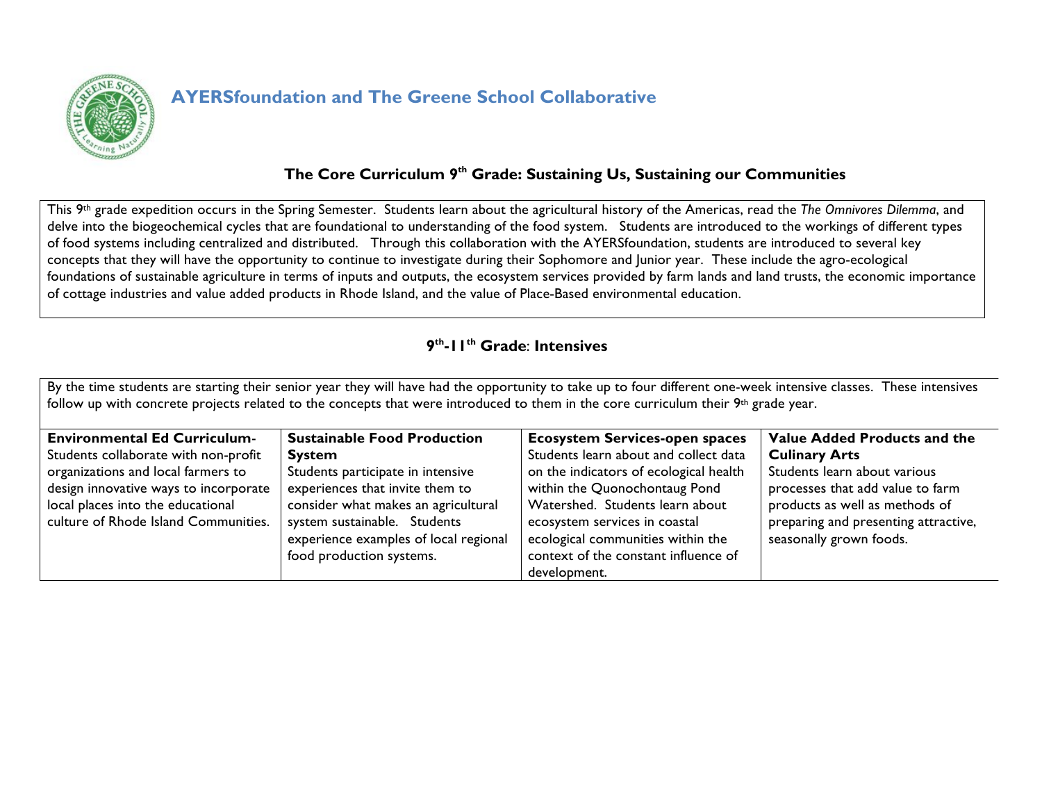## AYERSfoundation and The Greene School Collaborative

### The Core Curriculum 9th Grade: Sustaining Us, Sustaining our Communities

This 9th grade expedition occurs in the Spring Semester. Students learn about the agricultural history of the Americas, read the *The Omnivores Dilemma*, and delve into the biogeochemical cycles that are foundational to understanding of the food system. Students are introduced to the workings of different types of food systems including centralized and distributed. Through this collaboration with the AYERSfoundation, students are introduced to several key concepts that they will have the opportunity to continue to investigate during their Sophomore and Junior year. These include the agro-ecological foundations of sustainable agriculture in terms of inputs and outputs, the ecosystem services provided by farm lands and land trusts, the economic importance of cottage industries and value added products in Rhode Island, and the value of Place-Based environmental education.

### 9th-11th Grade: Intensives

By the time students are starting their senior year they will have had the opportunity to take up to four different one-week intensive classes. These intensives follow up with concrete projects related to the concepts that were introduced to them in the core curriculum their 9th grade year.

| **Environmental Ed Curriculum-** | **Sustainable Food Production System** | **Ecosystem Services-open spaces** | **Value Added Products and the Culinary Arts** |
|---|---|---|---|
| Students collaborate with non-profit organizations and local farmers to design innovative ways to incorporate local places into the educational culture of Rhode Island Communities. | Students participate in intensive experiences that invite them to consider what makes an agricultural system sustainable. Students experience examples of local regional food production systems. | Students learn about and collect data on the indicators of ecological health within the Quonochontaug Pond Watershed. Students learn about ecosystem services in coastal ecological communities within the context of the constant influence of development. | Students learn about various processes that add value to farm products as well as methods of preparing and presenting attractive, seasonally grown foods. |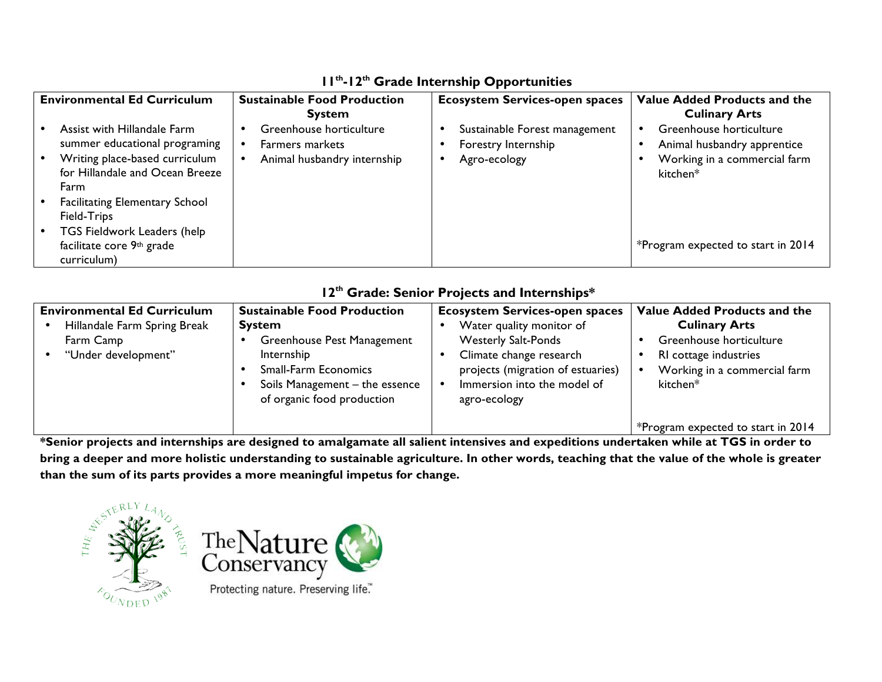## 11[th]-12[th] Grade Internship Opportunities

| Environmental Ed Curriculum | Sustainable Food Production System | Ecosystem Services-open spaces | Value Added Products and the Culinary Arts |
|---|---|---|---|
| • Assist with Hillandale Farm summer educational programing<br>• Writing place-based curriculum for Hillandale and Ocean Breeze Farm<br>• Facilitating Elementary School Field-Trips<br>• TGS Fieldwork Leaders (help facilitate core 9th grade curriculum) | • Greenhouse horticulture<br>• Farmers markets<br>• Animal husbandry internship | • Sustainable Forest management<br>• Forestry Internship<br>• Agro-ecology | • Greenhouse horticulture<br>• Animal husbandry apprentice<br>• Working in a commercial farm kitchen*<br><br>*Program expected to start in 2014 |

## 12[th] Grade: Senior Projects and Internships*

| Environmental Ed Curriculum | Sustainable Food Production System | Ecosystem Services-open spaces | Value Added Products and the Culinary Arts |
|---|---|---|---|
| • Hillandale Farm Spring Break Farm Camp<br>• "Under development" | • Greenhouse Pest Management Internship<br>• Small-Farm Economics<br>• Soils Management – the essence of organic food production | • Water quality monitor of Westerly Salt-Ponds<br>• Climate change research projects (migration of estuaries)<br>• Immersion into the model of agro-ecology | • Greenhouse horticulture<br>• RI cottage industries<br>• Working in a commercial farm kitchen*<br><br>*Program expected to start in 2014 |

**\*Senior projects and internships are designed to amalgamate all salient intensives and expeditions undertaken while at TGS in order to bring a deeper and more holistic understanding to sustainable agriculture. In other words, teaching that the value of the whole is greater than the sum of its parts provides a more meaningful impetus for change.**

THE WESTERLY LAND TRUST
FOUNDED 1987

The Nature Conservancy
Protecting nature. Preserving life.™